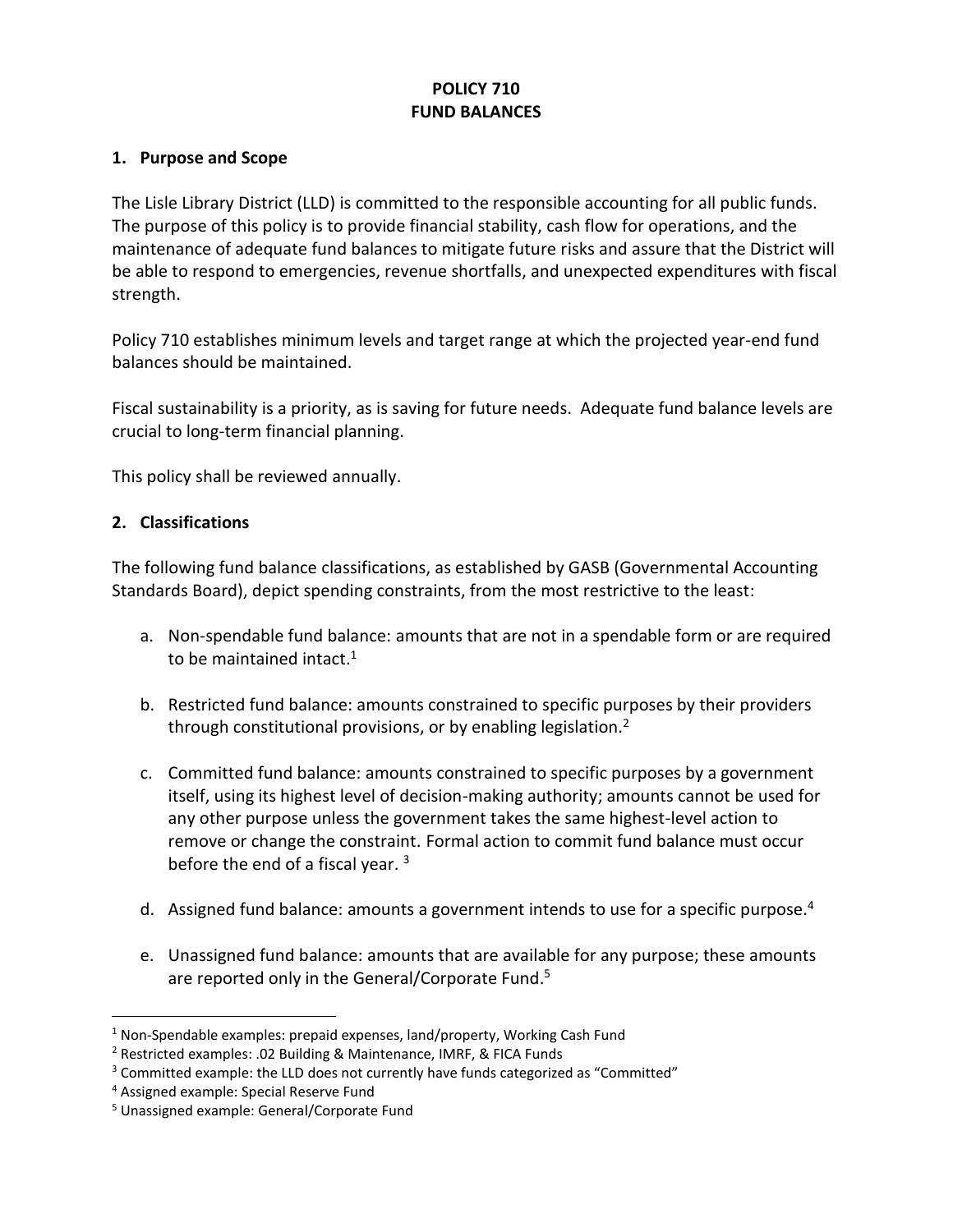# POLICY 710
# FUND BALANCES

## 1. Purpose and Scope

The Lisle Library District (LLD) is committed to the responsible accounting for all public funds. The purpose of this policy is to provide financial stability, cash flow for operations, and the maintenance of adequate fund balances to mitigate future risks and assure that the District will be able to respond to emergencies, revenue shortfalls, and unexpected expenditures with fiscal strength.

Policy 710 establishes minimum levels and target range at which the projected year-end fund balances should be maintained.

Fiscal sustainability is a priority, as is saving for future needs. Adequate fund balance levels are crucial to long-term financial planning.

This policy shall be reviewed annually.

## 2. Classifications

The following fund balance classifications, as established by GASB (Governmental Accounting Standards Board), depict spending constraints, from the most restrictive to the least:

a. Non-spendable fund balance: amounts that are not in a spendable form or are required to be maintained intact.[1]

b. Restricted fund balance: amounts constrained to specific purposes by their providers through constitutional provisions, or by enabling legislation.[2]

c. Committed fund balance: amounts constrained to specific purposes by a government itself, using its highest level of decision-making authority; amounts cannot be used for any other purpose unless the government takes the same highest-level action to remove or change the constraint. Formal action to commit fund balance must occur before the end of a fiscal year.[3]

d. Assigned fund balance: amounts a government intends to use for a specific purpose.[4]

e. Unassigned fund balance: amounts that are available for any purpose; these amounts are reported only in the General/Corporate Fund.[5]

---

[1] Non-Spendable examples: prepaid expenses, land/property, Working Cash Fund

[2] Restricted examples: .02 Building & Maintenance, IMRF, & FICA Funds

[3] Committed example: the LLD does not currently have funds categorized as "Committed"

[4] Assigned example: Special Reserve Fund

[5] Unassigned example: General/Corporate Fund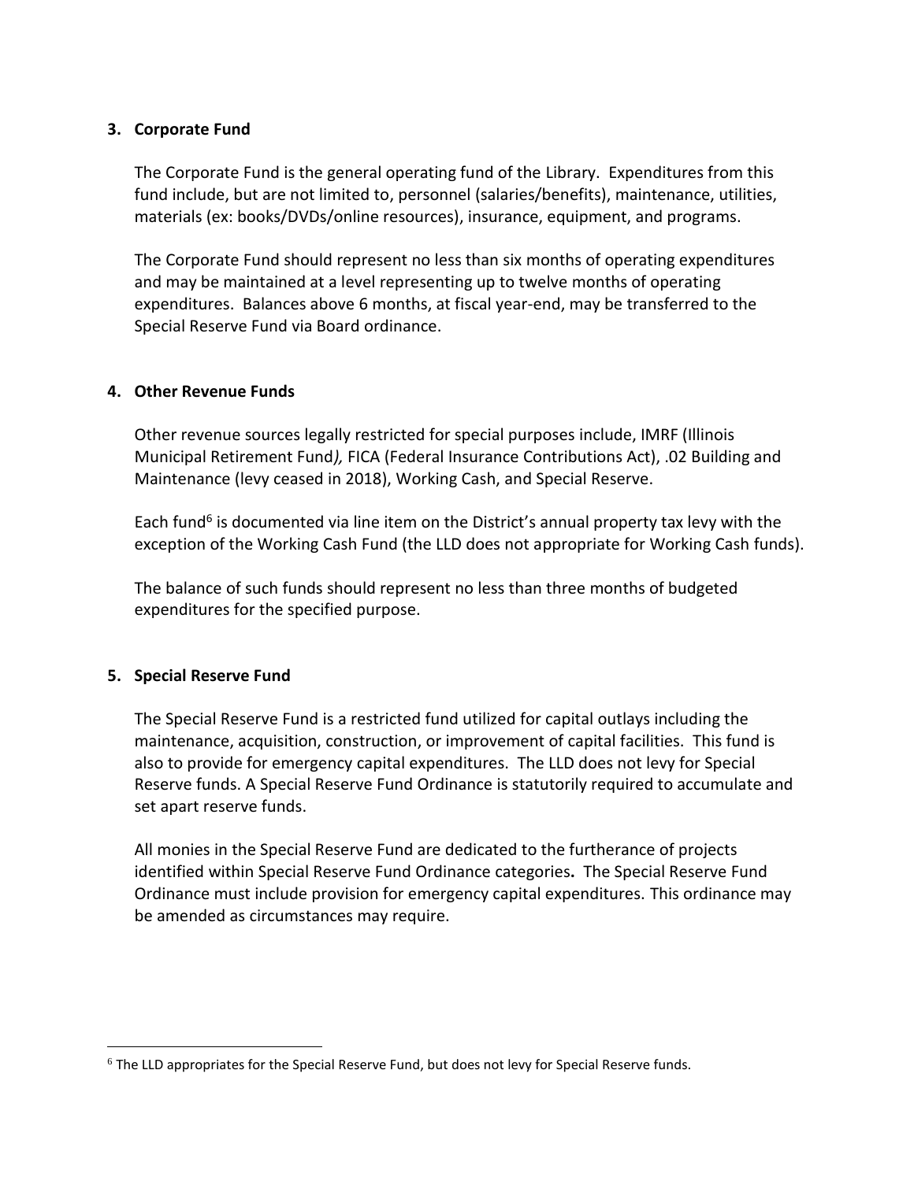**3. Corporate Fund**

The Corporate Fund is the general operating fund of the Library. Expenditures from this fund include, but are not limited to, personnel (salaries/benefits), maintenance, utilities, materials (ex: books/DVDs/online resources), insurance, equipment, and programs.

The Corporate Fund should represent no less than six months of operating expenditures and may be maintained at a level representing up to twelve months of operating expenditures. Balances above 6 months, at fiscal year-end, may be transferred to the Special Reserve Fund via Board ordinance.

**4. Other Revenue Funds**

Other revenue sources legally restricted for special purposes include, IMRF (Illinois Municipal Retirement Fund*),* FICA (Federal Insurance Contributions Act), .02 Building and Maintenance (levy ceased in 2018), Working Cash, and Special Reserve.

Each fund[6] is documented via line item on the District's annual property tax levy with the exception of the Working Cash Fund (the LLD does not appropriate for Working Cash funds).

The balance of such funds should represent no less than three months of budgeted expenditures for the specified purpose.

**5. Special Reserve Fund**

The Special Reserve Fund is a restricted fund utilized for capital outlays including the maintenance, acquisition, construction, or improvement of capital facilities. This fund is also to provide for emergency capital expenditures. The LLD does not levy for Special Reserve funds. A Special Reserve Fund Ordinance is statutorily required to accumulate and set apart reserve funds.

All monies in the Special Reserve Fund are dedicated to the furtherance of projects identified within Special Reserve Fund Ordinance categories**.** The Special Reserve Fund Ordinance must include provision for emergency capital expenditures. This ordinance may be amended as circumstances may require.

---

[6] The LLD appropriates for the Special Reserve Fund, but does not levy for Special Reserve funds.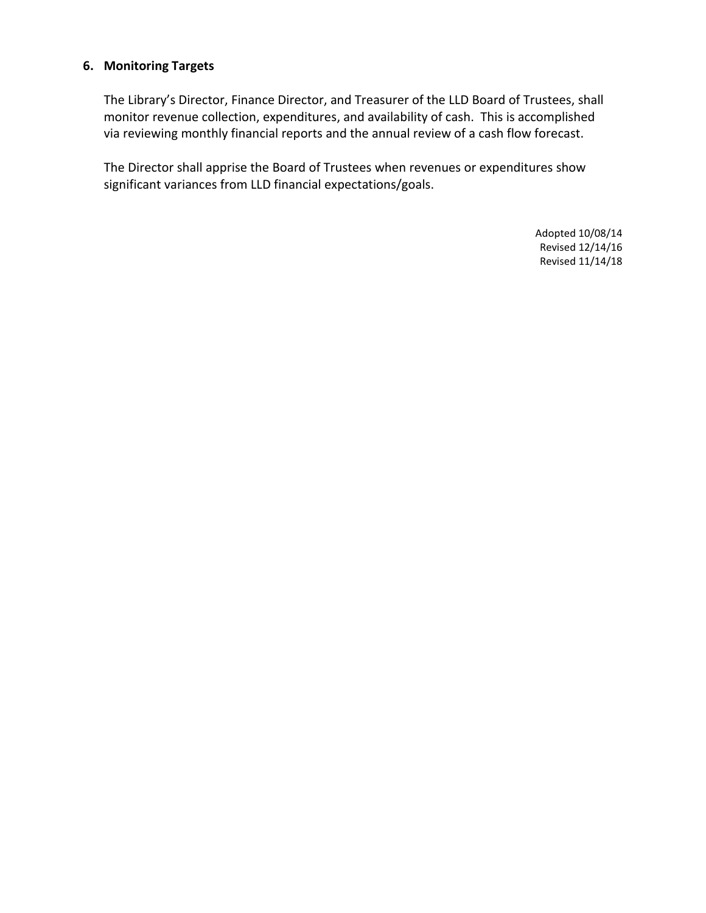## 6. Monitoring Targets

The Library's Director, Finance Director, and Treasurer of the LLD Board of Trustees, shall monitor revenue collection, expenditures, and availability of cash. This is accomplished via reviewing monthly financial reports and the annual review of a cash flow forecast.

The Director shall apprise the Board of Trustees when revenues or expenditures show significant variances from LLD financial expectations/goals.

Adopted 10/08/14
Revised 12/14/16
Revised 11/14/18